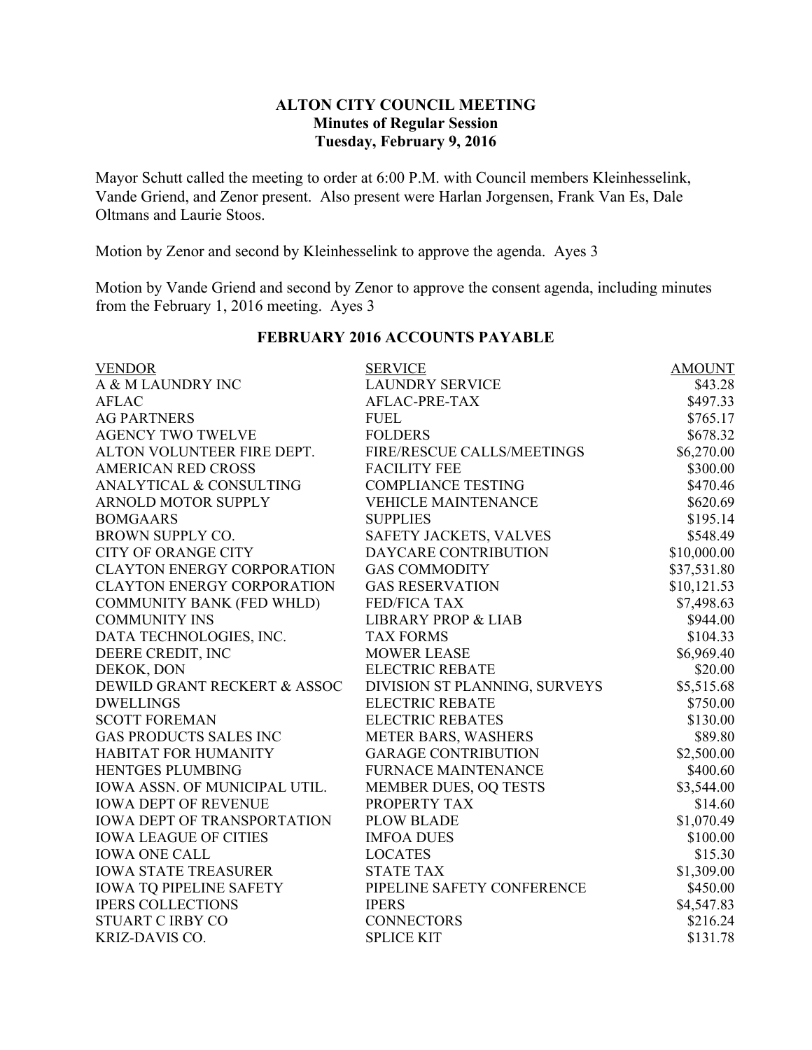# ALTON CITY COUNCIL MEETING
## Minutes of Regular Session
### Tuesday, February 9, 2016

Mayor Schutt called the meeting to order at 6:00 P.M. with Council members Kleinhesselink, Vande Griend, and Zenor present. Also present were Harlan Jorgensen, Frank Van Es, Dale Oltmans and Laurie Stoos.

Motion by Zenor and second by Kleinhesselink to approve the agenda. Ayes 3

Motion by Vande Griend and second by Zenor to approve the consent agenda, including minutes from the February 1, 2016 meeting. Ayes 3

## FEBRUARY 2016 ACCOUNTS PAYABLE

| VENDOR | SERVICE | AMOUNT |
|---|---|---:|
| A & M LAUNDRY INC | LAUNDRY SERVICE | $43.28 |
| AFLAC | AFLAC-PRE-TAX | $497.33 |
| AG PARTNERS | FUEL | $765.17 |
| AGENCY TWO TWELVE | FOLDERS | $678.32 |
| ALTON VOLUNTEER FIRE DEPT. | FIRE/RESCUE CALLS/MEETINGS | $6,270.00 |
| AMERICAN RED CROSS | FACILITY FEE | $300.00 |
| ANALYTICAL & CONSULTING | COMPLIANCE TESTING | $470.46 |
| ARNOLD MOTOR SUPPLY | VEHICLE MAINTENANCE | $620.69 |
| BOMGAARS | SUPPLIES | $195.14 |
| BROWN SUPPLY CO. | SAFETY JACKETS, VALVES | $548.49 |
| CITY OF ORANGE CITY | DAYCARE CONTRIBUTION | $10,000.00 |
| CLAYTON ENERGY CORPORATION | GAS COMMODITY | $37,531.80 |
| CLAYTON ENERGY CORPORATION | GAS RESERVATION | $10,121.53 |
| COMMUNITY BANK (FED WHLD) | FED/FICA TAX | $7,498.63 |
| COMMUNITY INS | LIBRARY PROP & LIAB | $944.00 |
| DATA TECHNOLOGIES, INC. | TAX FORMS | $104.33 |
| DEERE CREDIT, INC | MOWER LEASE | $6,969.40 |
| DEKOK, DON | ELECTRIC REBATE | $20.00 |
| DEWILD GRANT RECKERT & ASSOC | DIVISION ST PLANNING, SURVEYS | $5,515.68 |
| DWELLINGS | ELECTRIC REBATE | $750.00 |
| SCOTT FOREMAN | ELECTRIC REBATES | $130.00 |
| GAS PRODUCTS SALES INC | METER BARS, WASHERS | $89.80 |
| HABITAT FOR HUMANITY | GARAGE CONTRIBUTION | $2,500.00 |
| HENTGES PLUMBING | FURNACE MAINTENANCE | $400.60 |
| IOWA ASSN. OF MUNICIPAL UTIL. | MEMBER DUES, OQ TESTS | $3,544.00 |
| IOWA DEPT OF REVENUE | PROPERTY TAX | $14.60 |
| IOWA DEPT OF TRANSPORTATION | PLOW BLADE | $1,070.49 |
| IOWA LEAGUE OF CITIES | IMFOA DUES | $100.00 |
| IOWA ONE CALL | LOCATES | $15.30 |
| IOWA STATE TREASURER | STATE TAX | $1,309.00 |
| IOWA TQ PIPELINE SAFETY | PIPELINE SAFETY CONFERENCE | $450.00 |
| IPERS COLLECTIONS | IPERS | $4,547.83 |
| STUART C IRBY CO | CONNECTORS | $216.24 |
| KRIZ-DAVIS CO. | SPLICE KIT | $131.78 |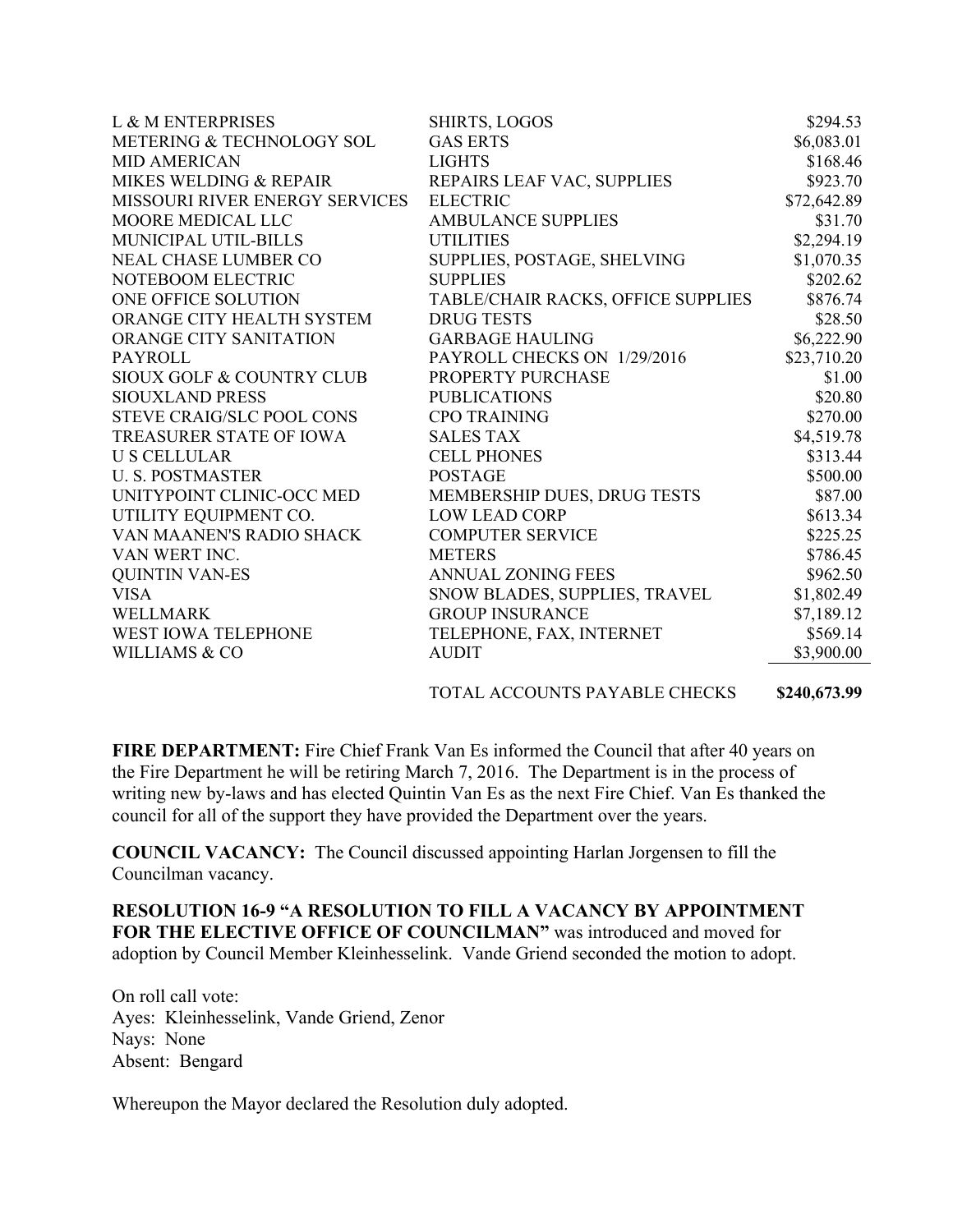| | | |
|---|---|---|
| L & M ENTERPRISES | SHIRTS, LOGOS | $294.53 |
| METERING & TECHNOLOGY SOL | GAS ERTS | $6,083.01 |
| MID AMERICAN | LIGHTS | $168.46 |
| MIKES WELDING & REPAIR | REPAIRS LEAF VAC, SUPPLIES | $923.70 |
| MISSOURI RIVER ENERGY SERVICES | ELECTRIC | $72,642.89 |
| MOORE MEDICAL LLC | AMBULANCE SUPPLIES | $31.70 |
| MUNICIPAL UTIL-BILLS | UTILITIES | $2,294.19 |
| NEAL CHASE LUMBER CO | SUPPLIES, POSTAGE, SHELVING | $1,070.35 |
| NOTEBOOM ELECTRIC | SUPPLIES | $202.62 |
| ONE OFFICE SOLUTION | TABLE/CHAIR RACKS, OFFICE SUPPLIES | $876.74 |
| ORANGE CITY HEALTH SYSTEM | DRUG TESTS | $28.50 |
| ORANGE CITY SANITATION | GARBAGE HAULING | $6,222.90 |
| PAYROLL | PAYROLL CHECKS ON 1/29/2016 | $23,710.20 |
| SIOUX GOLF & COUNTRY CLUB | PROPERTY PURCHASE | $1.00 |
| SIOUXLAND PRESS | PUBLICATIONS | $20.80 |
| STEVE CRAIG/SLC POOL CONS | CPO TRAINING | $270.00 |
| TREASURER STATE OF IOWA | SALES TAX | $4,519.78 |
| U S CELLULAR | CELL PHONES | $313.44 |
| U. S. POSTMASTER | POSTAGE | $500.00 |
| UNITYPOINT CLINIC-OCC MED | MEMBERSHIP DUES, DRUG TESTS | $87.00 |
| UTILITY EQUIPMENT CO. | LOW LEAD CORP | $613.34 |
| VAN MAANEN'S RADIO SHACK | COMPUTER SERVICE | $225.25 |
| VAN WERT INC. | METERS | $786.45 |
| QUINTIN VAN-ES | ANNUAL ZONING FEES | $962.50 |
| VISA | SNOW BLADES, SUPPLIES, TRAVEL | $1,802.49 |
| WELLMARK | GROUP INSURANCE | $7,189.12 |
| WEST IOWA TELEPHONE | TELEPHONE, FAX, INTERNET | $569.14 |
| WILLIAMS & CO | AUDIT | $3,900.00 |
| | TOTAL ACCOUNTS PAYABLE CHECKS | **$240,673.99** |

**FIRE DEPARTMENT:** Fire Chief Frank Van Es informed the Council that after 40 years on the Fire Department he will be retiring March 7, 2016. The Department is in the process of writing new by-laws and has elected Quintin Van Es as the next Fire Chief. Van Es thanked the council for all of the support they have provided the Department over the years.

**COUNCIL VACANCY:** The Council discussed appointing Harlan Jorgensen to fill the Councilman vacancy.

**RESOLUTION 16-9 "A RESOLUTION TO FILL A VACANCY BY APPOINTMENT FOR THE ELECTIVE OFFICE OF COUNCILMAN"** was introduced and moved for adoption by Council Member Kleinhesselink. Vande Griend seconded the motion to adopt.

On roll call vote:
Ayes: Kleinhesselink, Vande Griend, Zenor
Nays: None
Absent: Bengard

Whereupon the Mayor declared the Resolution duly adopted.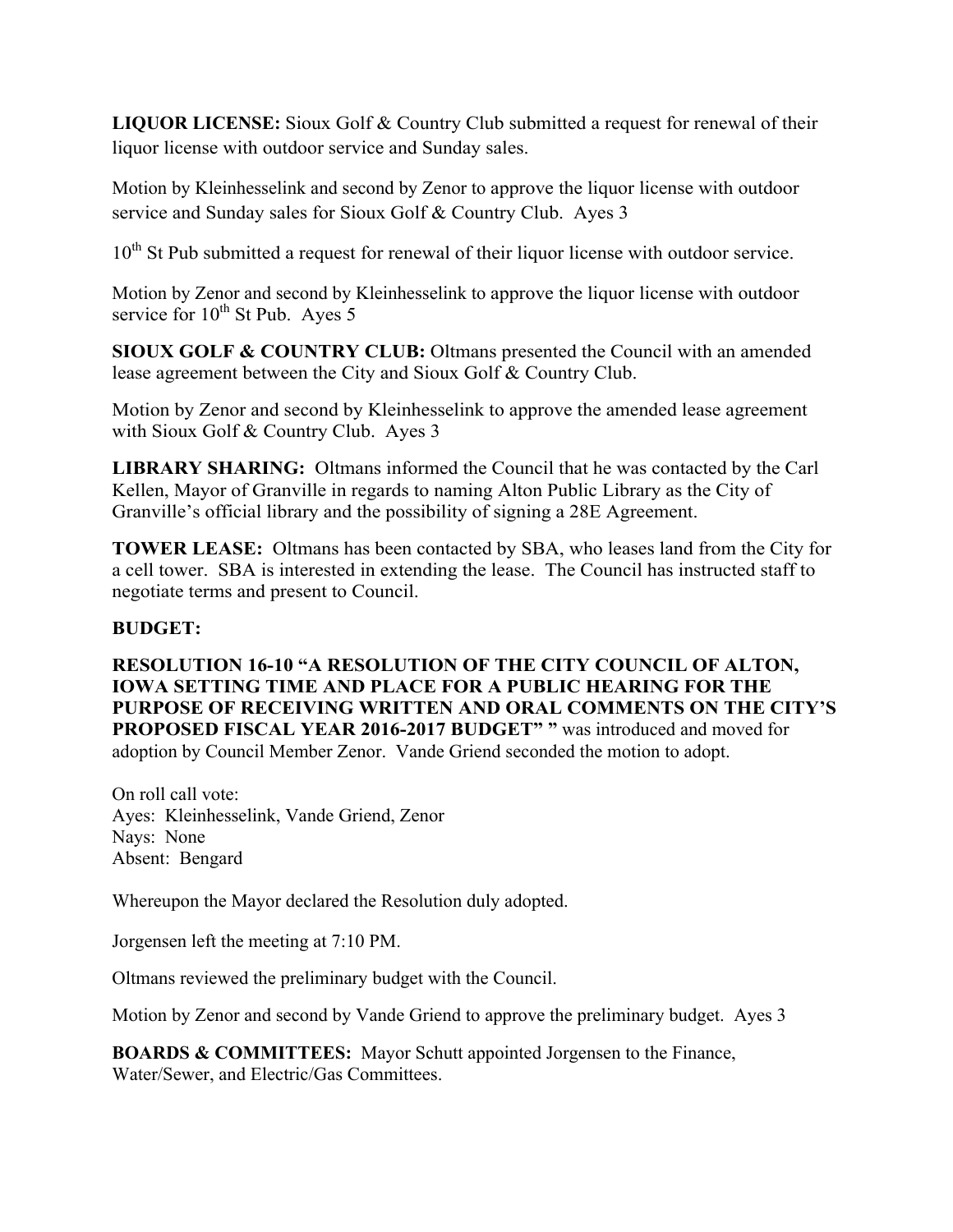**LIQUOR LICENSE:** Sioux Golf & Country Club submitted a request for renewal of their liquor license with outdoor service and Sunday sales.

Motion by Kleinhesselink and second by Zenor to approve the liquor license with outdoor service and Sunday sales for Sioux Golf & Country Club. Ayes 3

10th St Pub submitted a request for renewal of their liquor license with outdoor service.

Motion by Zenor and second by Kleinhesselink to approve the liquor license with outdoor service for 10th St Pub. Ayes 5

**SIOUX GOLF & COUNTRY CLUB:** Oltmans presented the Council with an amended lease agreement between the City and Sioux Golf & Country Club.

Motion by Zenor and second by Kleinhesselink to approve the amended lease agreement with Sioux Golf & Country Club. Ayes 3

**LIBRARY SHARING:** Oltmans informed the Council that he was contacted by the Carl Kellen, Mayor of Granville in regards to naming Alton Public Library as the City of Granville's official library and the possibility of signing a 28E Agreement.

**TOWER LEASE:** Oltmans has been contacted by SBA, who leases land from the City for a cell tower. SBA is interested in extending the lease. The Council has instructed staff to negotiate terms and present to Council.

**BUDGET:**

**RESOLUTION 16-10 "A RESOLUTION OF THE CITY COUNCIL OF ALTON, IOWA SETTING TIME AND PLACE FOR A PUBLIC HEARING FOR THE PURPOSE OF RECEIVING WRITTEN AND ORAL COMMENTS ON THE CITY'S PROPOSED FISCAL YEAR 2016-2017 BUDGET" "** was introduced and moved for adoption by Council Member Zenor. Vande Griend seconded the motion to adopt.

On roll call vote:
Ayes: Kleinhesselink, Vande Griend, Zenor
Nays: None
Absent: Bengard

Whereupon the Mayor declared the Resolution duly adopted.

Jorgensen left the meeting at 7:10 PM.

Oltmans reviewed the preliminary budget with the Council.

Motion by Zenor and second by Vande Griend to approve the preliminary budget. Ayes 3

**BOARDS & COMMITTEES:** Mayor Schutt appointed Jorgensen to the Finance, Water/Sewer, and Electric/Gas Committees.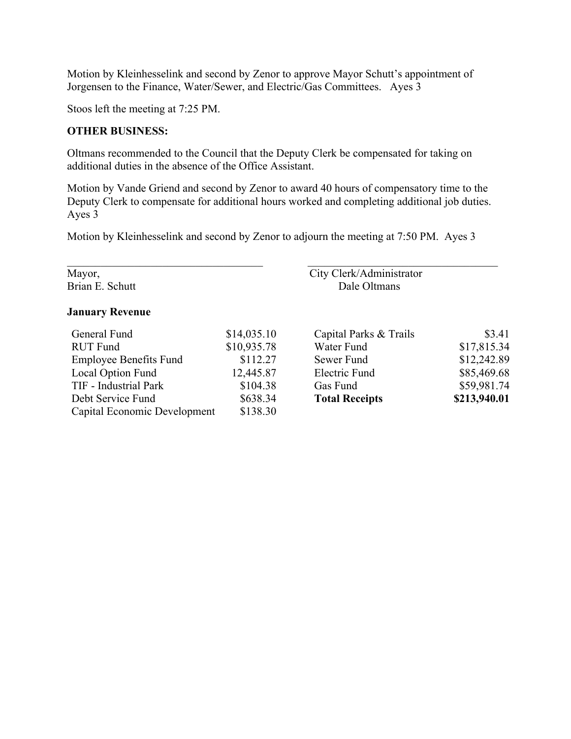Motion by Kleinhesselink and second by Zenor to approve Mayor Schutt's appointment of Jorgensen to the Finance, Water/Sewer, and Electric/Gas Committees. Ayes 3

Stoos left the meeting at 7:25 PM.

**OTHER BUSINESS:**

Oltmans recommended to the Council that the Deputy Clerk be compensated for taking on additional duties in the absence of the Office Assistant.

Motion by Vande Griend and second by Zenor to award 40 hours of compensatory time to the Deputy Clerk to compensate for additional hours worked and completing additional job duties. Ayes 3

Motion by Kleinhesselink and second by Zenor to adjourn the meeting at 7:50 PM. Ayes 3

\_\_\_\_\_\_\_\_\_\_\_\_\_\_\_\_\_\_\_\_\_\_\_\_\_\_\_\_\_\_\_\_\_\_\_\_ \_\_\_\_\_\_\_\_\_\_\_\_\_\_\_\_\_\_\_\_\_\_\_\_\_\_\_\_\_\_\_\_\_\_\_\_

Mayor,
Brian E. Schutt

City Clerk/Administrator
Dale Oltmans

**January Revenue**

| | | | |
|---|---|---|---|
| General Fund | $14,035.10 | Capital Parks & Trails | $3.41 |
| RUT Fund | $10,935.78 | Water Fund | $17,815.34 |
| Employee Benefits Fund | $112.27 | Sewer Fund | $12,242.89 |
| Local Option Fund | 12,445.87 | Electric Fund | $85,469.68 |
| TIF - Industrial Park | $104.38 | Gas Fund | $59,981.74 |
| Debt Service Fund | $638.34 | **Total Receipts** | **$213,940.01** |
| Capital Economic Development | $138.30 | | |